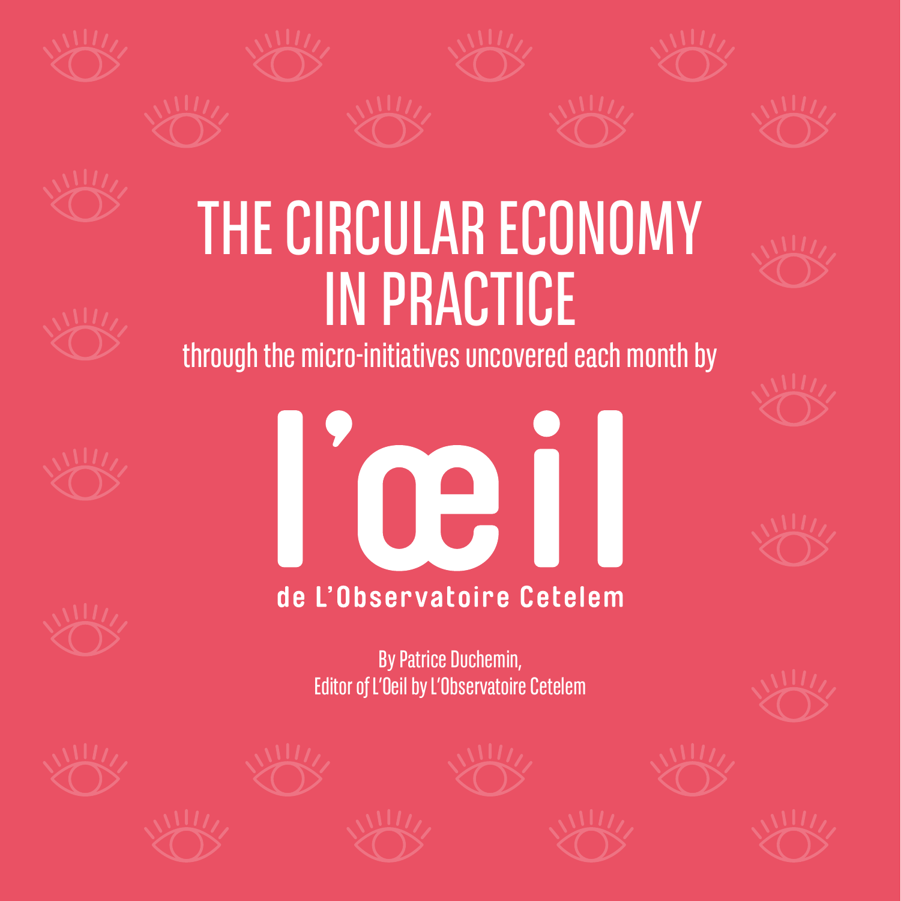# THE CIRCULAR ECONOMY IN PRACTICE

through the micro-initiatives uncovered each month by

l'œil

de L'Observatoire Cetelem

By Patrice Duchemin,
Editor of L'Oeil by L'Observatoire Cetelem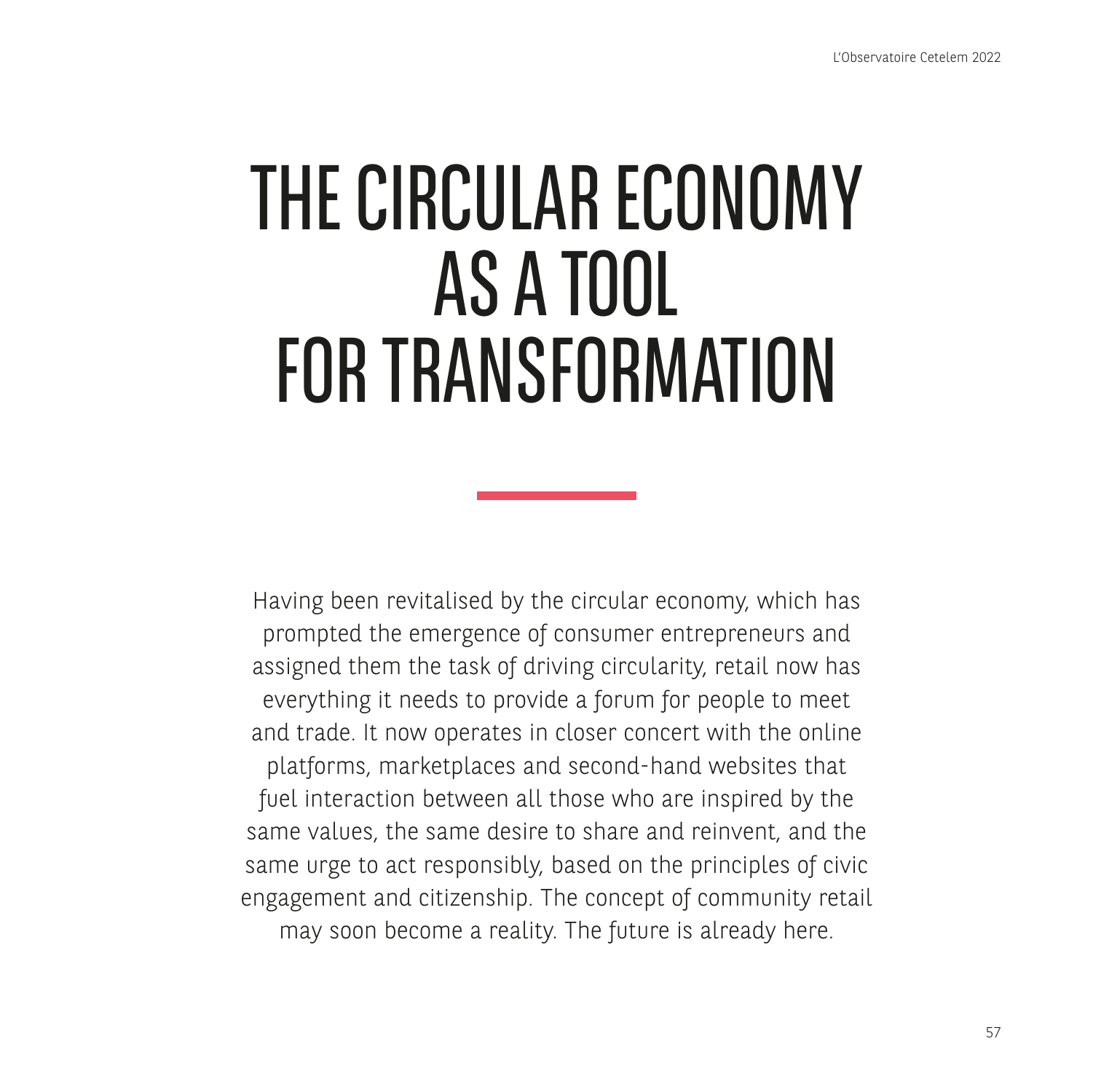# THE CIRCULAR ECONOMY AS A TOOL FOR TRANSFORMATION

Having been revitalised by the circular economy, which has prompted the emergence of consumer entrepreneurs and assigned them the task of driving circularity, retail now has everything it needs to provide a forum for people to meet and trade. It now operates in closer concert with the online platforms, marketplaces and second-hand websites that fuel interaction between all those who are inspired by the same values, the same desire to share and reinvent, and the same urge to act responsibly, based on the principles of civic engagement and citizenship. The concept of community retail may soon become a reality. The future is already here.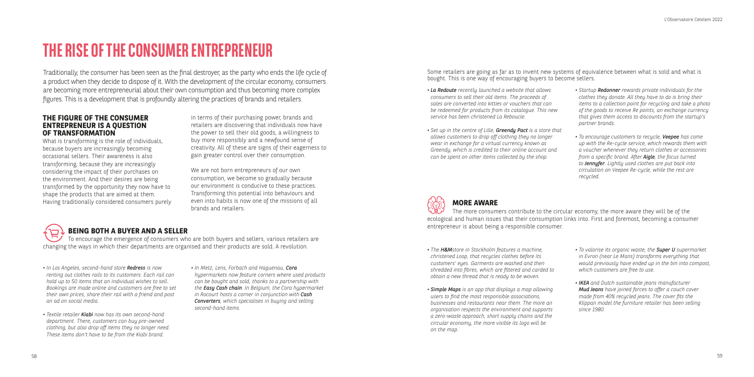# THE RISE OF THE CONSUMER ENTREPRENEUR

Traditionally, the consumer has been seen as the final destroyer, as the party who ends the life cycle of a product when they decide to dispose of it. With the development of the circular economy, consumers are becoming more entrepreneurial about their own consumption and thus becoming more complex figures. This is a development that is profoundly altering the practices of brands and retailers.

## THE FIGURE OF THE CONSUMER ENTREPRENEUR IS A QUESTION OF TRANSFORMATION

What is transforming is the role of individuals, because buyers are increasingly becoming occasional sellers. Their awareness is also transforming, because they are increasingly considering the impact of their purchases on the environment. And their desires are being transformed by the opportunity they now have to shape the products that are aimed at them. Having traditionally considered consumers purely in terms of their purchasing power, brands and retailers are discovering that individuals now have the power to sell their old goods, a willingness to buy more responsibly and a newfound sense of creativity. All of these are signs of their eagerness to gain greater control over their consumption.

We are not born entrepreneurs of our own consumption, we become so gradually because our environment is conducive to these practices. Transforming this potential into behaviours and even into habits is now one of the missions of all brands and retailers.

## BEING BOTH A BUYER AND A SELLER

To encourage the emergence of consumers who are both buyers and sellers, various retailers are changing the ways in which their departments are organised and their products are sold. A revolution.

- *In Los Angeles, second-hand store **Redress** is now renting out clothes rails to its customers. Each rail can hold up to 50 items that an individual wishes to sell. Bookings are made online and customers are free to set their own prices, share their rail with a friend and post an ad on social media.*
- *Textile retailer **Kiabi** now has its own second-hand department. There, customers can buy pre-owned clothing, but also drop off items they no longer need. These items don't have to be from the Kiabi brand.*
- *In Metz, Lens, Forbach and Haguenau, **Cora** hypermarkets now feature corners where used products can be bought and sold, thanks to a partnership with the **Easy Cash chain**. In Belgium, the Cora hypermarket in Rocourt hosts a corner in conjunction with **Cash Converters**, which specialises in buying and selling second-hand items.*

Some retailers are going as far as to invent new systems of equivalence between what is sold and what is bought. This is one way of encouraging buyers to become sellers.

- ***La Redoute** recently launched a website that allows consumers to sell their old items. The proceeds of sales are converted into kitties or vouchers that can be redeemed for products from its catalogue. This new service has been christened La Reboucle.*
- *Set up in the centre of Lille, **Greendy Pact** is a store that allows customers to drop off clothing they no longer wear in exchange for a virtual currency known as Greendy, which is credited to their online account and can be spent on other items collected by the shop.*
- *Startup **Redonner** rewards private individuals for the clothes they donate. All they have to do is bring their items to a collection point for recycling and take a photo of the goods to receive Re points, an exchange currency that gives them access to discounts from the startup's partner brands.*
- *To encourage customers to recycle, **Veepee** has come up with the Re-cycle service, which rewards them with a voucher whenever they return clothes or accessories from a specific brand. After **Aigle**, the focus turned to **Jennyfer**. Lightly used clothes are put back into circulation on Veepee Re-cycle, while the rest are recycled.*

## MORE AWARE

The more consumers contribute to the circular economy, the more aware they will be of the ecological and human issues that their consumption links into. First and foremost, becoming a consumer entrepreneur is about being a responsible consumer.

- *The **H&M**store in Stockholm features a machine, christened Loop, that recycles clothes before its customers' eyes. Garments are washed and then shredded into fibres, which are filtered and carded to obtain a new thread that is ready to be woven.*
- ***Simple Maps** is an app that displays a map allowing users to find the most responsible associations, businesses and restaurants near them. The more an organisation respects the environment and supports a zero-waste approach, short supply chains and the circular economy, the more visible its logo will be on the map.*
- *To valorise its organic waste, the **Super U** supermarket in Evron (near Le Mans) transforms everything that would previously have ended up in the bin into compost, which customers are free to use.*
- ***IKEA** and Dutch sustainable jeans manufacturer **Mud Jeans** have joined forces to offer a couch cover made from 40% recycled jeans. The cover fits the Klippan model the furniture retailer has been selling since 1980.*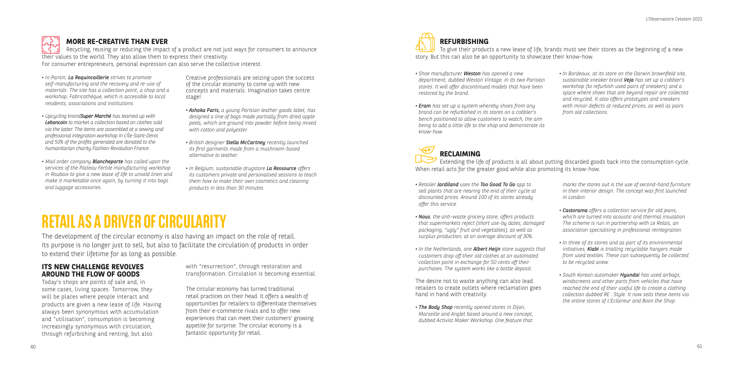## MORE RE-CREATIVE THAN EVER

Recycling, reusing or reducing the impact of a product are not just ways for consumers to announce their values to the world. They also allow them to express their creativity.
For consumer entrepreneurs, personal expression can also serve the collective interest.

- *In Pantin, **La Requincaillerie** strives to promote self-manufacturing and the recovery and re-use of materials. The site has a collection point, a shop and a workshop, Fabricothèque, which is accessible to local residents, associations and institutions.*
- *Upcycling brand **Super Marché** has teamed up with **Leboncoin** to market a collection based on clothes sold via the latter. The items are assembled at a sewing and professional integration workshop in L'Île-Saint-Denis and 50% of the profits generated are donated to the humanitarian charity Fashion Revolution France.*
- *Mail order company **Blancheporte** has called upon the services of the Plateau Fertile manufacturing workshop in Roubaix to give a new lease of life to unsold linen and make it marketable once again, by turning it into bags and luggage accessories.*

Creative professionals are seizing upon the success of the circular economy to come up with new concepts and materials. Imagination takes centre stage!

- ***Ashoka Paris,** a young Parisian leather goods label, has designed a line of bags made partially from dried apple peels, which are ground into powder before being mixed with cotton and polyester.*
- *British designer **Stella McCartney** recently launched its first garments made from a mushroom-based alternative to leather.*
- *In Belgium, sustainable drugstore **La Ressource** offers its customers private and personalised sessions to teach them how to make their own cosmetics and cleaning products in less than 30 minutes.*

# RETAIL AS A DRIVER OF CIRCULARITY

The development of the circular economy is also having an impact on the role of retail. Its purpose is no longer just to sell, but also to facilitate the circulation of products in order to extend their lifetime for as long as possible.

## ITS NEW CHALLENGE REVOLVES AROUND THE FLOW OF GOODS

Today's shops are points of sale and, in some cases, living spaces. Tomorrow, they will be places where people interact and products are given a new lease of life. Having always been synonymous with accumulation and "utilisation", consumption is becoming increasingly synonymous with circulation, through refurbishing and renting, but also with "resurrection", through restoration and transformation. Circulation is becoming essential.

The circular economy has turned traditional retail practices on their head. It offers a wealth of opportunities for retailers to differentiate themselves from their e-commerce rivals and to offer new experiences that can meet their customers' growing appetite for surprise. The circular economy is a fantastic opportunity for retail.

## REFURBISHING

To give their products a new lease of life, brands must see their stores as the beginning of a new story. But this can also be an opportunity to showcase their know-how.

- *Shoe manufacturer **Weston** has opened a new department, dubbed Weston Vintage, in its two Parisian stores. It will offer discontinued models that have been restored by the brand.*
- ***Eram** has set up a system whereby shoes from any brand can be refurbished in its stores on a cobbler's bench positioned to allow customers to watch, the aim being to add a little life to the shop and demonstrate its know-how.*
- *In Bordeaux, at its store on the Darwin brownfield site, sustainable sneaker brand **Veja** has set up a cobbler's workshop (to refurbish used pairs of sneakers) and a space where shoes that are beyond repair are collected and recycled. It also offers prototypes and sneakers with minor defects at reduced prices, as well as pairs from old collections.*

## RECLAIMING

Extending the life of products is all about putting discarded goods back into the consumption cycle. When retail acts for the greater good while also promoting its know-how.

- *Retailer **Jardiland** uses the **Too Good To Go** app to sell plants that are nearing the end of their cycle at discounted prices. Around 100 of its stores already offer this service.*
- ***Nous**, the anti-waste grocery store, offers products that supermarkets reject (short use-by dates, damaged packaging, "ugly" fruit and vegetables), as well as surplus production, at an average discount of 30%.*
- *In the Netherlands, one **Albert Heijn** store suggests that customers drop off their old clothes at an automated collection point in exchange for 50 cents off their purchases. The system works like a bottle deposit.*

The desire not to waste anything can also lead retailers to create outlets where reclamation goes hand in hand with creativity.

- ***The Body Shop** recently opened stores in Dijon, Marseille and Anglet based around a new concept, dubbed Activist Maker Workshop. One feature that marks the stores out is the use of second-hand furniture in their interior design. The concept was first launched in London.*
- ***Castorama** offers a collection service for old jeans, which are turned into acoustic and thermal insulation. The scheme is run in partnership with Le Relais, an association specialising in professional reintegration.*
- *In three of its stores and as part of its environmental initiatives, **Kiabi** is trialling recyclable hangers made from used textiles. These can subsequently be collected to be recycled anew.*
- *South Korean automaker **Hyundai** has used airbags, windscreens and other parts from vehicles that have reached the end of their useful life to create a clothing collection dubbed RE : Style. It now sells these items via the online stores of L'Eclaireur and Boon the Shop.*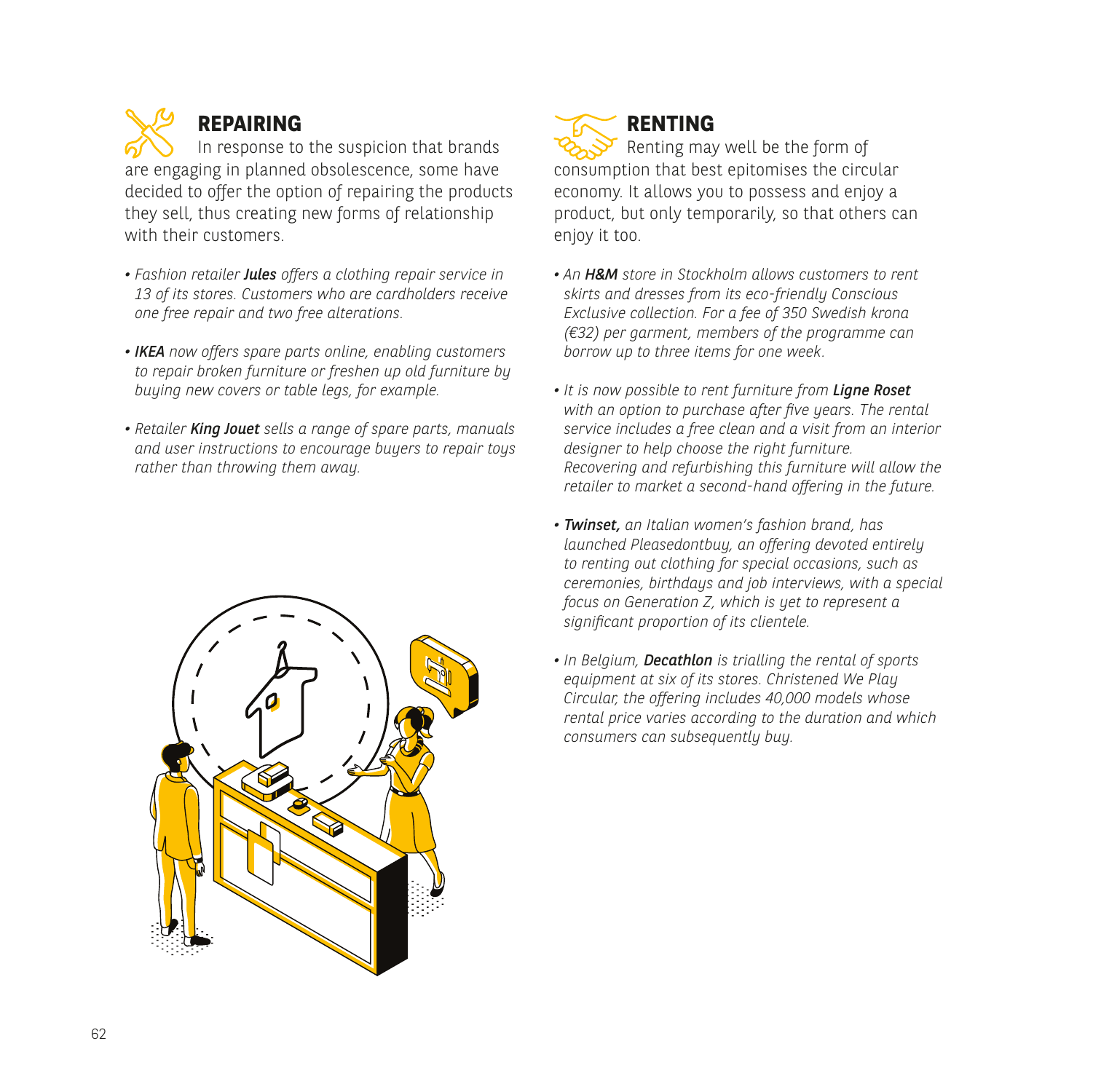## REPAIRING

In response to the suspicion that brands are engaging in planned obsolescence, some have decided to offer the option of repairing the products they sell, thus creating new forms of relationship with their customers.

- *Fashion retailer **Jules** offers a clothing repair service in 13 of its stores. Customers who are cardholders receive one free repair and two free alterations.*
- ***IKEA** now offers spare parts online, enabling customers to repair broken furniture or freshen up old furniture by buying new covers or table legs, for example.*
- *Retailer **King Jouet** sells a range of spare parts, manuals and user instructions to encourage buyers to repair toys rather than throwing them away.*

## RENTING

Renting may well be the form of consumption that best epitomises the circular economy. It allows you to possess and enjoy a product, but only temporarily, so that others can enjoy it too.

- *An **H&M** store in Stockholm allows customers to rent skirts and dresses from its eco-friendly Conscious Exclusive collection. For a fee of 350 Swedish krona (€32) per garment, members of the programme can borrow up to three items for one week.*
- *It is now possible to rent furniture from **Ligne Roset** with an option to purchase after five years. The rental service includes a free clean and a visit from an interior designer to help choose the right furniture. Recovering and refurbishing this furniture will allow the retailer to market a second-hand offering in the future.*
- ***Twinset,** an Italian women's fashion brand, has launched Pleasedontbuy, an offering devoted entirely to renting out clothing for special occasions, such as ceremonies, birthdays and job interviews, with a special focus on Generation Z, which is yet to represent a significant proportion of its clientele.*
- *In Belgium, **Decathlon** is trialling the rental of sports equipment at six of its stores. Christened We Play Circular, the offering includes 40,000 models whose rental price varies according to the duration and which consumers can subsequently buy.*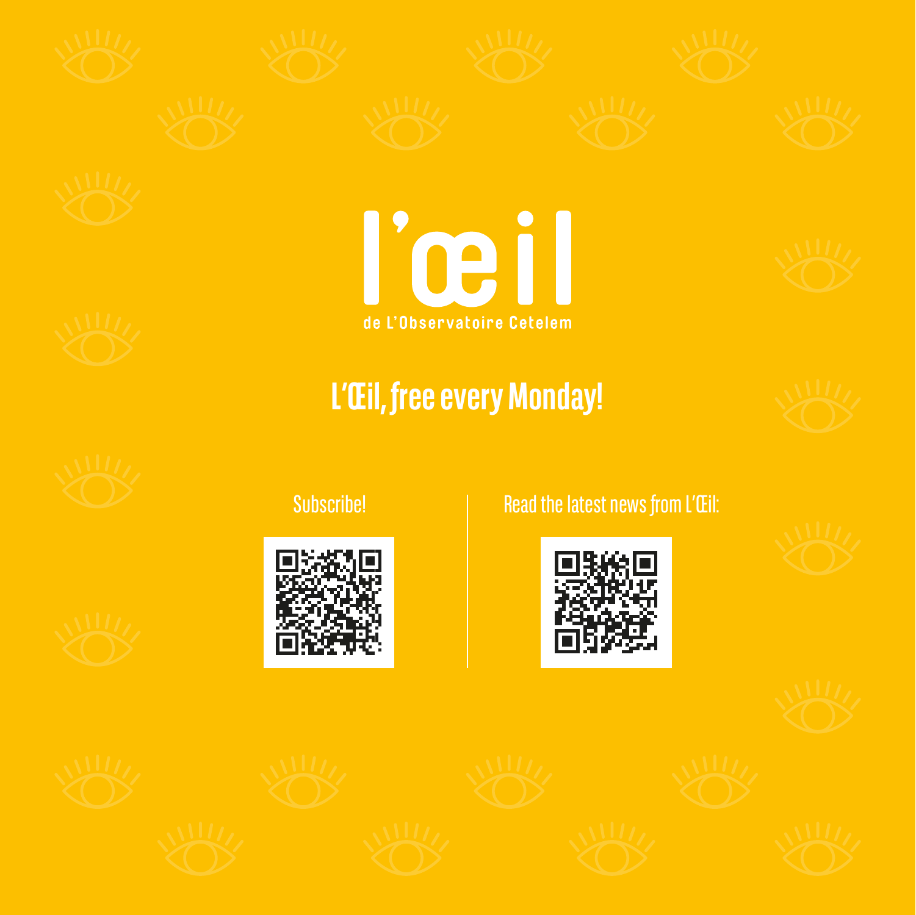# l'œil

de L'Observatoire Cetelem

## L'Œil, free every Monday!

Subscribe!

Read the latest news from L'Œil: